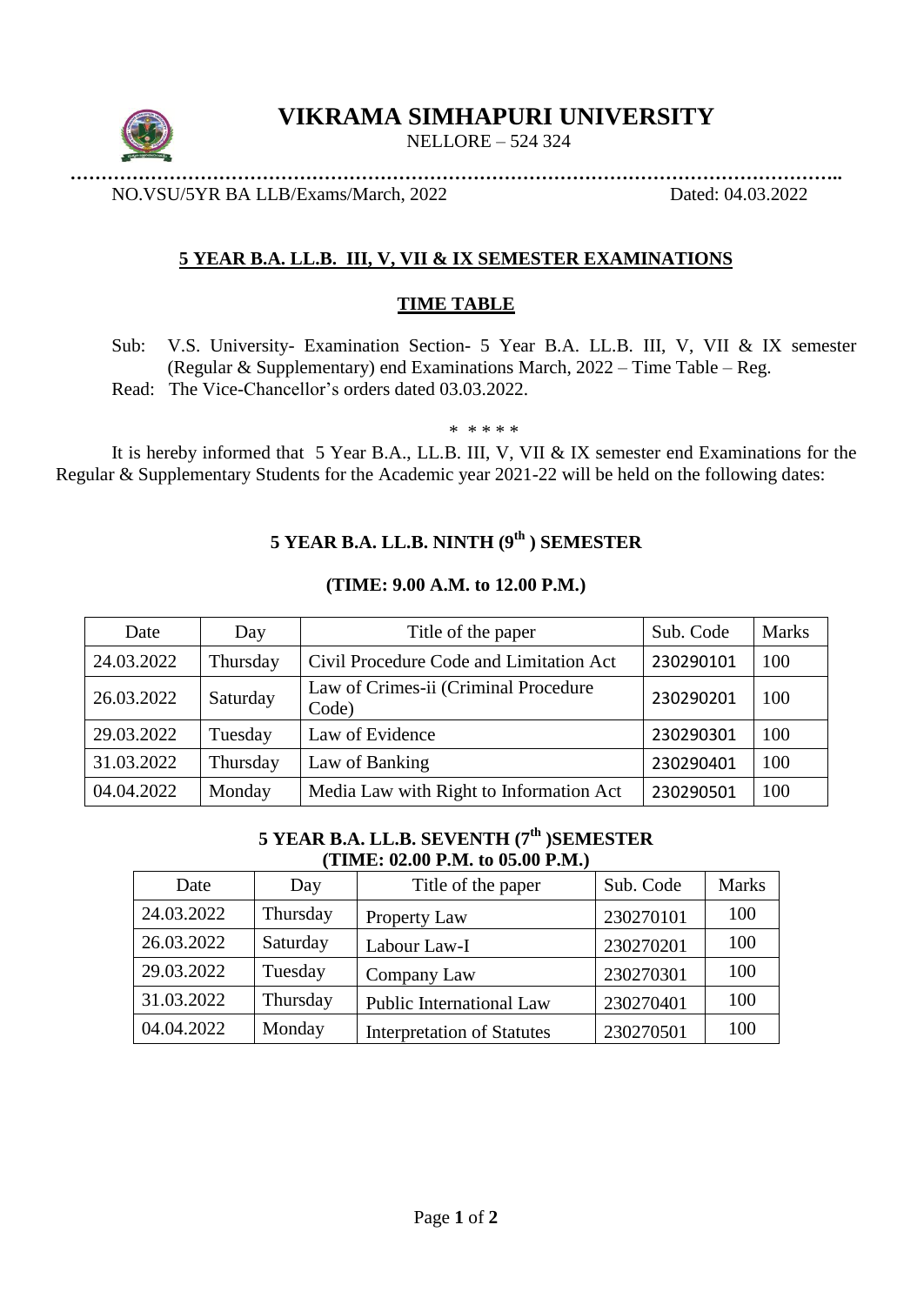# VIKRAMA SIMHAPURI UNIVERSITY

NELLORE – 524 324

NO.VSU/5YR BA LLB/Exams/March, 2022 Dated: 04.03.2022

## 5 YEAR B.A. LL.B. III, V, VII & IX SEMESTER EXAMINATIONS

## TIME TABLE

Sub: V.S. University- Examination Section- 5 Year B.A. LL.B. III, V, VII & IX semester (Regular & Supplementary) end Examinations March, 2022 – Time Table – Reg.

Read: The Vice-Chancellor's orders dated 03.03.2022.

\* \* \* \* \*

It is hereby informed that 5 Year B.A., LL.B. III, V, VII & IX semester end Examinations for the Regular & Supplementary Students for the Academic year 2021-22 will be held on the following dates:

### 5 YEAR B.A. LL.B. NINTH (9th) SEMESTER

**(TIME: 9.00 A.M. to 12.00 P.M.)**

| Date | Day | Title of the paper | Sub. Code | Marks |
|---|---|---|---|---|
| 24.03.2022 | Thursday | Civil Procedure Code and Limitation Act | 230290101 | 100 |
| 26.03.2022 | Saturday | Law of Crimes-ii (Criminal Procedure Code) | 230290201 | 100 |
| 29.03.2022 | Tuesday | Law of Evidence | 230290301 | 100 |
| 31.03.2022 | Thursday | Law of Banking | 230290401 | 100 |
| 04.04.2022 | Monday | Media Law with Right to Information Act | 230290501 | 100 |

### 5 YEAR B.A. LL.B. SEVENTH (7th) SEMESTER

**(TIME: 02.00 P.M. to 05.00 P.M.)**

| Date | Day | Title of the paper | Sub. Code | Marks |
|---|---|---|---|---|
| 24.03.2022 | Thursday | Property Law | 230270101 | 100 |
| 26.03.2022 | Saturday | Labour Law-I | 230270201 | 100 |
| 29.03.2022 | Tuesday | Company Law | 230270301 | 100 |
| 31.03.2022 | Thursday | Public International Law | 230270401 | 100 |
| 04.04.2022 | Monday | Interpretation of Statutes | 230270501 | 100 |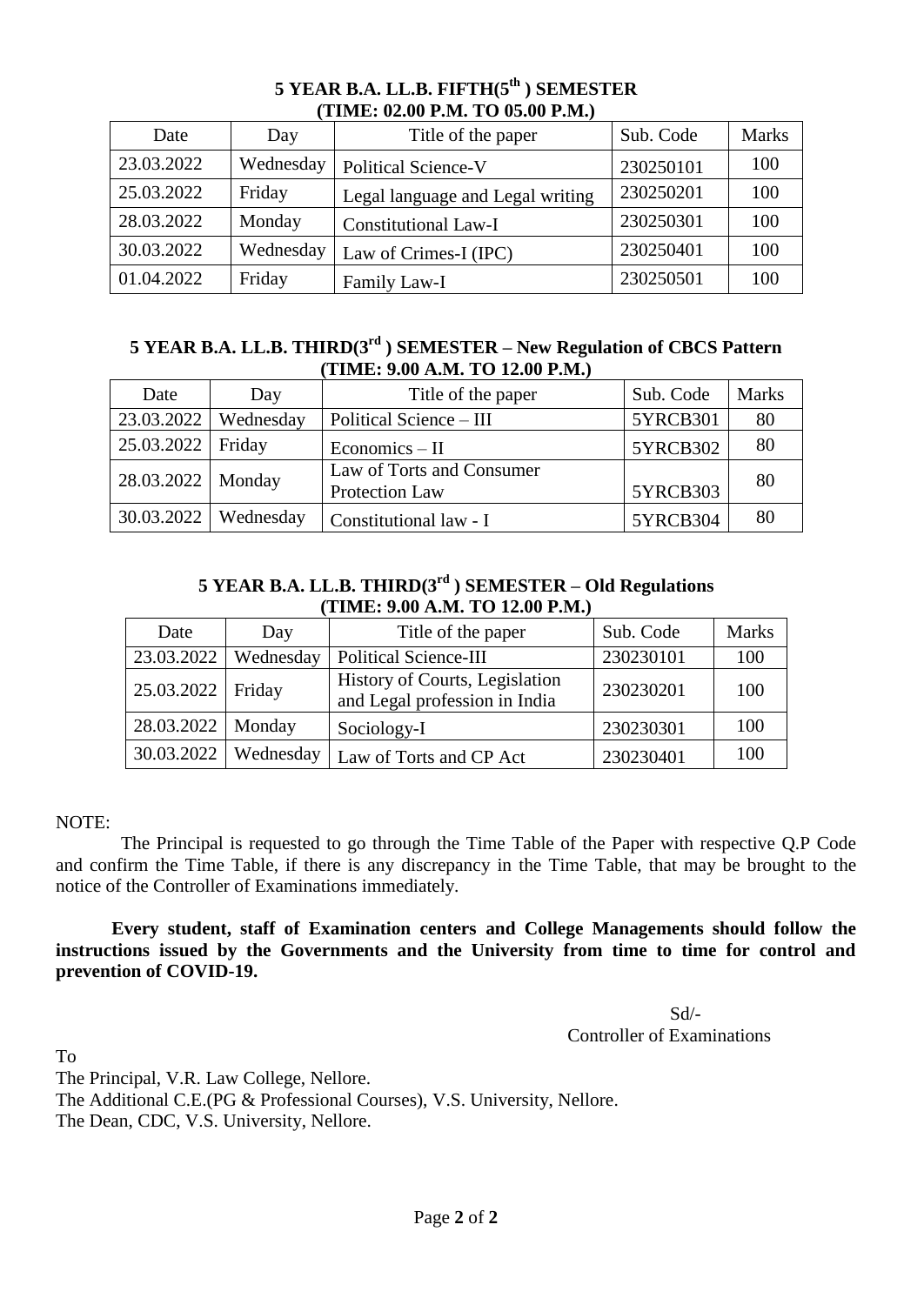**5 YEAR B.A. LL.B. FIFTH(5th ) SEMESTER**
**(TIME: 02.00 P.M. TO 05.00 P.M.)**

| Date | Day | Title of the paper | Sub. Code | Marks |
|---|---|---|---|---|
| 23.03.2022 | Wednesday | Political Science-V | 230250101 | 100 |
| 25.03.2022 | Friday | Legal language and Legal writing | 230250201 | 100 |
| 28.03.2022 | Monday | Constitutional Law-I | 230250301 | 100 |
| 30.03.2022 | Wednesday | Law of Crimes-I (IPC) | 230250401 | 100 |
| 01.04.2022 | Friday | Family Law-I | 230250501 | 100 |

**5 YEAR B.A. LL.B. THIRD(3rd ) SEMESTER – New Regulation of CBCS Pattern**
**(TIME: 9.00 A.M. TO 12.00 P.M.)**

| Date | Day | Title of the paper | Sub. Code | Marks |
|---|---|---|---|---|
| 23.03.2022 | Wednesday | Political Science – III | 5YRCB301 | 80 |
| 25.03.2022 | Friday | Economics – II | 5YRCB302 | 80 |
| 28.03.2022 | Monday | Law of Torts and Consumer Protection Law | 5YRCB303 | 80 |
| 30.03.2022 | Wednesday | Constitutional law - I | 5YRCB304 | 80 |

**5 YEAR B.A. LL.B. THIRD(3rd ) SEMESTER – Old Regulations**
**(TIME: 9.00 A.M. TO 12.00 P.M.)**

| Date | Day | Title of the paper | Sub. Code | Marks |
|---|---|---|---|---|
| 23.03.2022 | Wednesday | Political Science-III | 230230101 | 100 |
| 25.03.2022 | Friday | History of Courts, Legislation and Legal profession in India | 230230201 | 100 |
| 28.03.2022 | Monday | Sociology-I | 230230301 | 100 |
| 30.03.2022 | Wednesday | Law of Torts and CP Act | 230230401 | 100 |

NOTE:

The Principal is requested to go through the Time Table of the Paper with respective Q.P Code and confirm the Time Table, if there is any discrepancy in the Time Table, that may be brought to the notice of the Controller of Examinations immediately.

**Every student, staff of Examination centers and College Managements should follow the instructions issued by the Governments and the University from time to time for control and prevention of COVID-19.**

Sd/-
Controller of Examinations

To
The Principal, V.R. Law College, Nellore.
The Additional C.E.(PG & Professional Courses), V.S. University, Nellore.
The Dean, CDC, V.S. University, Nellore.